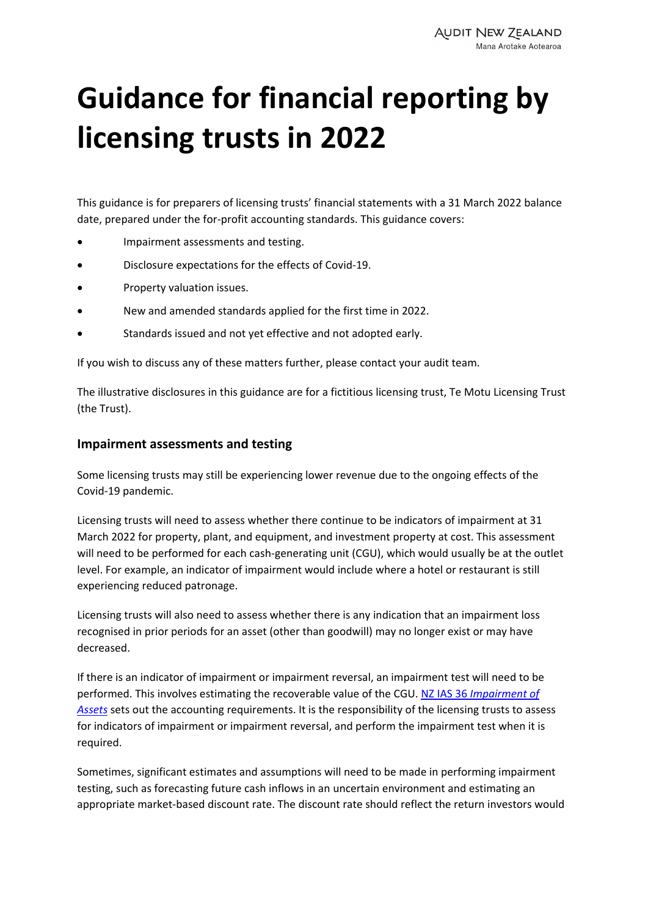# Guidance for financial reporting by licensing trusts in 2022

This guidance is for preparers of licensing trusts' financial statements with a 31 March 2022 balance date, prepared under the for-profit accounting standards. This guidance covers:

- Impairment assessments and testing.
- Disclosure expectations for the effects of Covid-19.
- Property valuation issues.
- New and amended standards applied for the first time in 2022.
- Standards issued and not yet effective and not adopted early.

If you wish to discuss any of these matters further, please contact your audit team.

The illustrative disclosures in this guidance are for a fictitious licensing trust, Te Motu Licensing Trust (the Trust).

## Impairment assessments and testing

Some licensing trusts may still be experiencing lower revenue due to the ongoing effects of the Covid-19 pandemic.

Licensing trusts will need to assess whether there continue to be indicators of impairment at 31 March 2022 for property, plant, and equipment, and investment property at cost. This assessment will need to be performed for each cash-generating unit (CGU), which would usually be at the outlet level. For example, an indicator of impairment would include where a hotel or restaurant is still experiencing reduced patronage.

Licensing trusts will also need to assess whether there is any indication that an impairment loss recognised in prior periods for an asset (other than goodwill) may no longer exist or may have decreased.

If there is an indicator of impairment or impairment reversal, an impairment test will need to be performed. This involves estimating the recoverable value of the CGU. NZ IAS 36 *Impairment of Assets* sets out the accounting requirements. It is the responsibility of the licensing trusts to assess for indicators of impairment or impairment reversal, and perform the impairment test when it is required.

Sometimes, significant estimates and assumptions will need to be made in performing impairment testing, such as forecasting future cash inflows in an uncertain environment and estimating an appropriate market-based discount rate. The discount rate should reflect the return investors would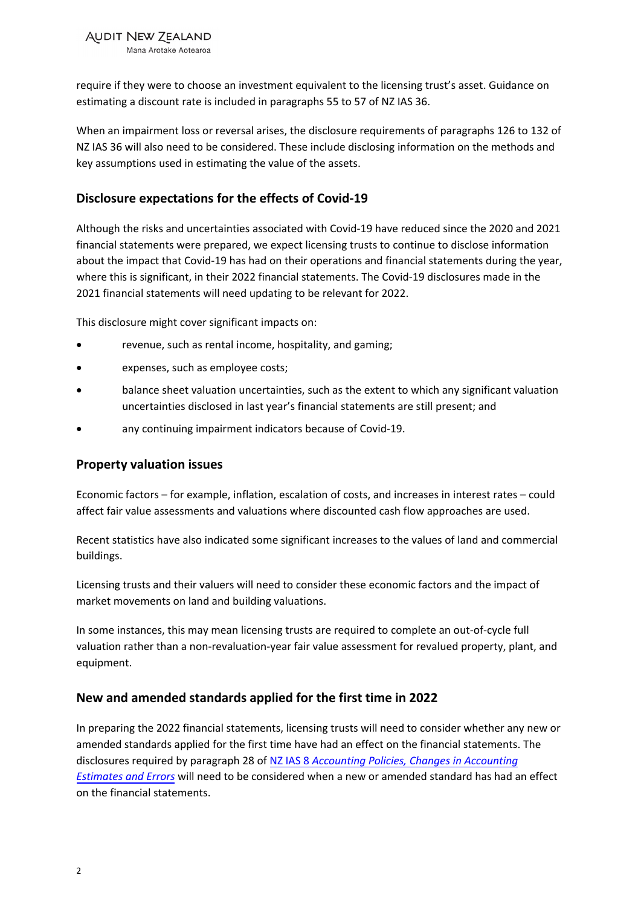require if they were to choose an investment equivalent to the licensing trust's asset. Guidance on estimating a discount rate is included in paragraphs 55 to 57 of NZ IAS 36.

When an impairment loss or reversal arises, the disclosure requirements of paragraphs 126 to 132 of NZ IAS 36 will also need to be considered. These include disclosing information on the methods and key assumptions used in estimating the value of the assets.

## Disclosure expectations for the effects of Covid-19

Although the risks and uncertainties associated with Covid-19 have reduced since the 2020 and 2021 financial statements were prepared, we expect licensing trusts to continue to disclose information about the impact that Covid-19 has had on their operations and financial statements during the year, where this is significant, in their 2022 financial statements. The Covid-19 disclosures made in the 2021 financial statements will need updating to be relevant for 2022.

This disclosure might cover significant impacts on:

- revenue, such as rental income, hospitality, and gaming;
- expenses, such as employee costs;
- balance sheet valuation uncertainties, such as the extent to which any significant valuation uncertainties disclosed in last year's financial statements are still present; and
- any continuing impairment indicators because of Covid-19.

## Property valuation issues

Economic factors – for example, inflation, escalation of costs, and increases in interest rates – could affect fair value assessments and valuations where discounted cash flow approaches are used.

Recent statistics have also indicated some significant increases to the values of land and commercial buildings.

Licensing trusts and their valuers will need to consider these economic factors and the impact of market movements on land and building valuations.

In some instances, this may mean licensing trusts are required to complete an out-of-cycle full valuation rather than a non-revaluation-year fair value assessment for revalued property, plant, and equipment.

## New and amended standards applied for the first time in 2022

In preparing the 2022 financial statements, licensing trusts will need to consider whether any new or amended standards applied for the first time have had an effect on the financial statements. The disclosures required by paragraph 28 of NZ IAS 8 *Accounting Policies, Changes in Accounting Estimates and Errors* will need to be considered when a new or amended standard has had an effect on the financial statements.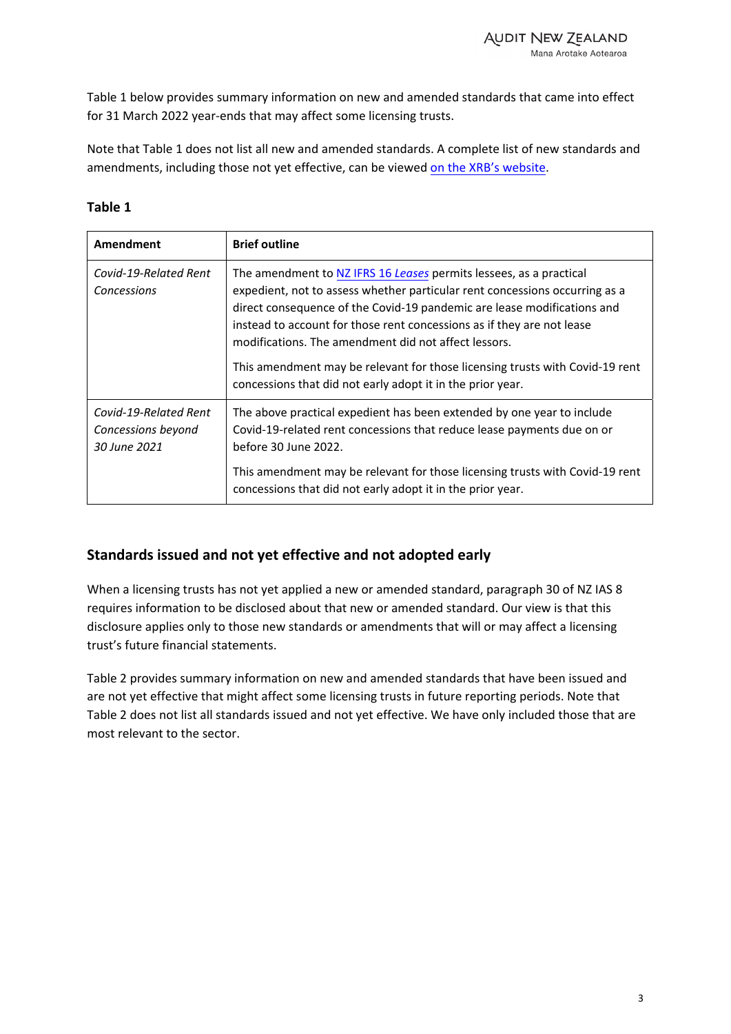Table 1 below provides summary information on new and amended standards that came into effect for 31 March 2022 year-ends that may affect some licensing trusts.

Note that Table 1 does not list all new and amended standards. A complete list of new standards and amendments, including those not yet effective, can be viewed on the XRB's website.

**Table 1**

| Amendment | Brief outline |
|---|---|
| *Covid-19-Related Rent Concessions* | The amendment to NZ IFRS 16 *Leases* permits lessees, as a practical expedient, not to assess whether particular rent concessions occurring as a direct consequence of the Covid-19 pandemic are lease modifications and instead to account for those rent concessions as if they are not lease modifications. The amendment did not affect lessors.<br><br>This amendment may be relevant for those licensing trusts with Covid-19 rent concessions that did not early adopt it in the prior year. |
| *Covid-19-Related Rent Concessions beyond 30 June 2021* | The above practical expedient has been extended by one year to include Covid-19-related rent concessions that reduce lease payments due on or before 30 June 2022.<br><br>This amendment may be relevant for those licensing trusts with Covid-19 rent concessions that did not early adopt it in the prior year. |

## Standards issued and not yet effective and not adopted early

When a licensing trusts has not yet applied a new or amended standard, paragraph 30 of NZ IAS 8 requires information to be disclosed about that new or amended standard. Our view is that this disclosure applies only to those new standards or amendments that will or may affect a licensing trust's future financial statements.

Table 2 provides summary information on new and amended standards that have been issued and are not yet effective that might affect some licensing trusts in future reporting periods. Note that Table 2 does not list all standards issued and not yet effective. We have only included those that are most relevant to the sector.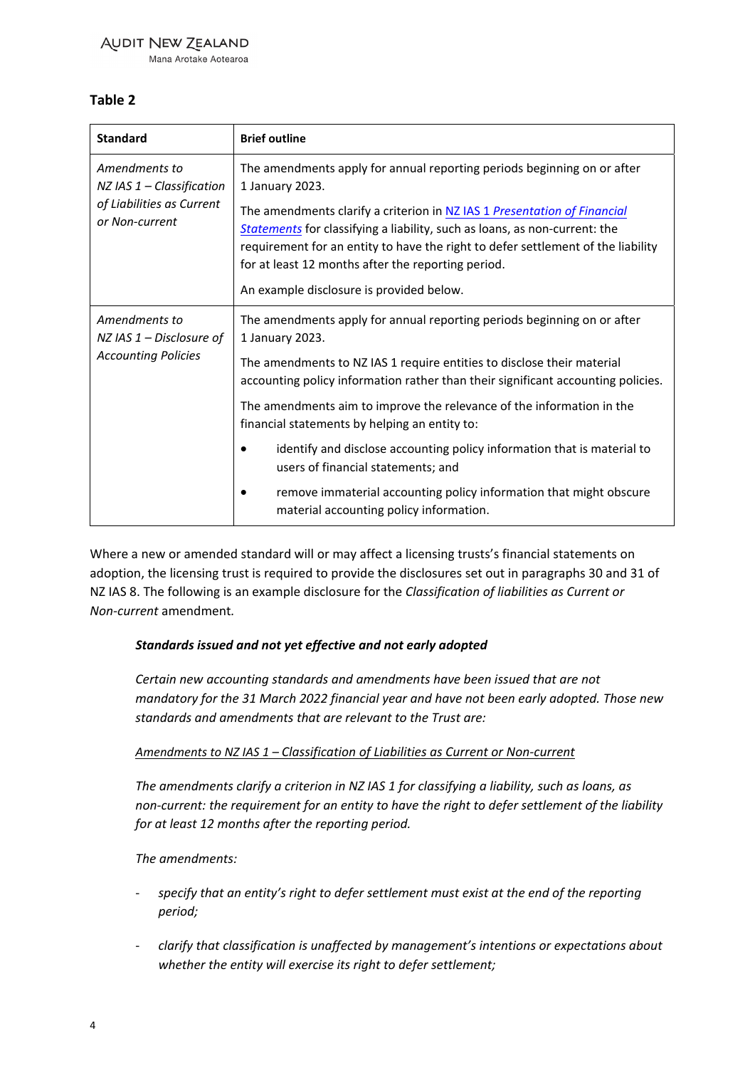## Table 2

| Standard | Brief outline |
|---|---|
| *Amendments to NZ IAS 1 – Classification of Liabilities as Current or Non-current* | The amendments apply for annual reporting periods beginning on or after 1 January 2023.<br><br>The amendments clarify a criterion in [NZ IAS 1 *Presentation of Financial Statements*] for classifying a liability, such as loans, as non-current: the requirement for an entity to have the right to defer settlement of the liability for at least 12 months after the reporting period.<br><br>An example disclosure is provided below. |
| *Amendments to NZ IAS 1 – Disclosure of Accounting Policies* | The amendments apply for annual reporting periods beginning on or after 1 January 2023.<br><br>The amendments to NZ IAS 1 require entities to disclose their material accounting policy information rather than their significant accounting policies.<br><br>The amendments aim to improve the relevance of the information in the financial statements by helping an entity to:<br>• identify and disclose accounting policy information that is material to users of financial statements; and<br>• remove immaterial accounting policy information that might obscure material accounting policy information. |

Where a new or amended standard will or may affect a licensing trusts's financial statements on adoption, the licensing trust is required to provide the disclosures set out in paragraphs 30 and 31 of NZ IAS 8. The following is an example disclosure for the *Classification of liabilities as Current or Non-current* amendment.

> ***Standards issued and not yet effective and not early adopted***
>
> *Certain new accounting standards and amendments have been issued that are not mandatory for the 31 March 2022 financial year and have not been early adopted. Those new standards and amendments that are relevant to the Trust are:*
>
> *Amendments to NZ IAS 1 – Classification of Liabilities as Current or Non-current*
>
> *The amendments clarify a criterion in NZ IAS 1 for classifying a liability, such as loans, as non-current: the requirement for an entity to have the right to defer settlement of the liability for at least 12 months after the reporting period.*
>
> *The amendments:*
>
> - *specify that an entity's right to defer settlement must exist at the end of the reporting period;*
> - *clarify that classification is unaffected by management's intentions or expectations about whether the entity will exercise its right to defer settlement;*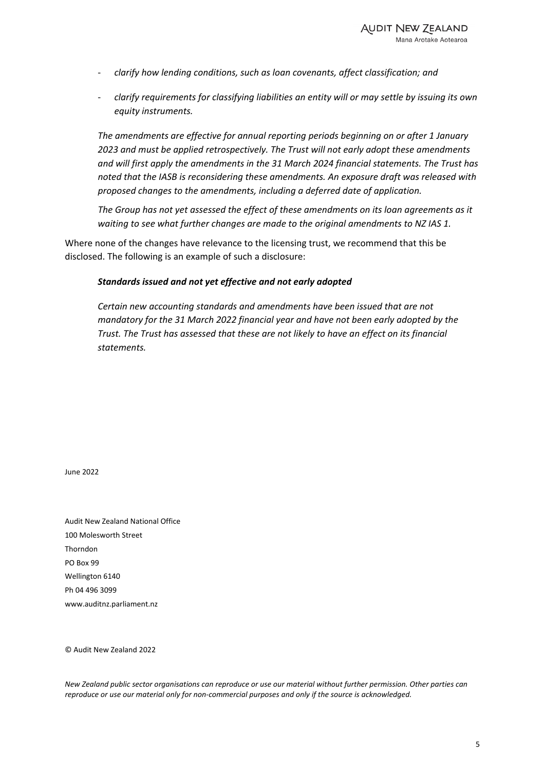- *clarify how lending conditions, such as loan covenants, affect classification; and*
- *clarify requirements for classifying liabilities an entity will or may settle by issuing its own equity instruments.*

*The amendments are effective for annual reporting periods beginning on or after 1 January 2023 and must be applied retrospectively. The Trust will not early adopt these amendments and will first apply the amendments in the 31 March 2024 financial statements. The Trust has noted that the IASB is reconsidering these amendments. An exposure draft was released with proposed changes to the amendments, including a deferred date of application.*

*The Group has not yet assessed the effect of these amendments on its loan agreements as it waiting to see what further changes are made to the original amendments to NZ IAS 1.*

Where none of the changes have relevance to the licensing trust, we recommend that this be disclosed. The following is an example of such a disclosure:

***Standards issued and not yet effective and not early adopted***

*Certain new accounting standards and amendments have been issued that are not mandatory for the 31 March 2022 financial year and have not been early adopted by the Trust. The Trust has assessed that these are not likely to have an effect on its financial statements.*

June 2022

Audit New Zealand National Office
100 Molesworth Street
Thorndon
PO Box 99
Wellington 6140
Ph 04 496 3099
www.auditnz.parliament.nz

© Audit New Zealand 2022

*New Zealand public sector organisations can reproduce or use our material without further permission. Other parties can reproduce or use our material only for non-commercial purposes and only if the source is acknowledged.*